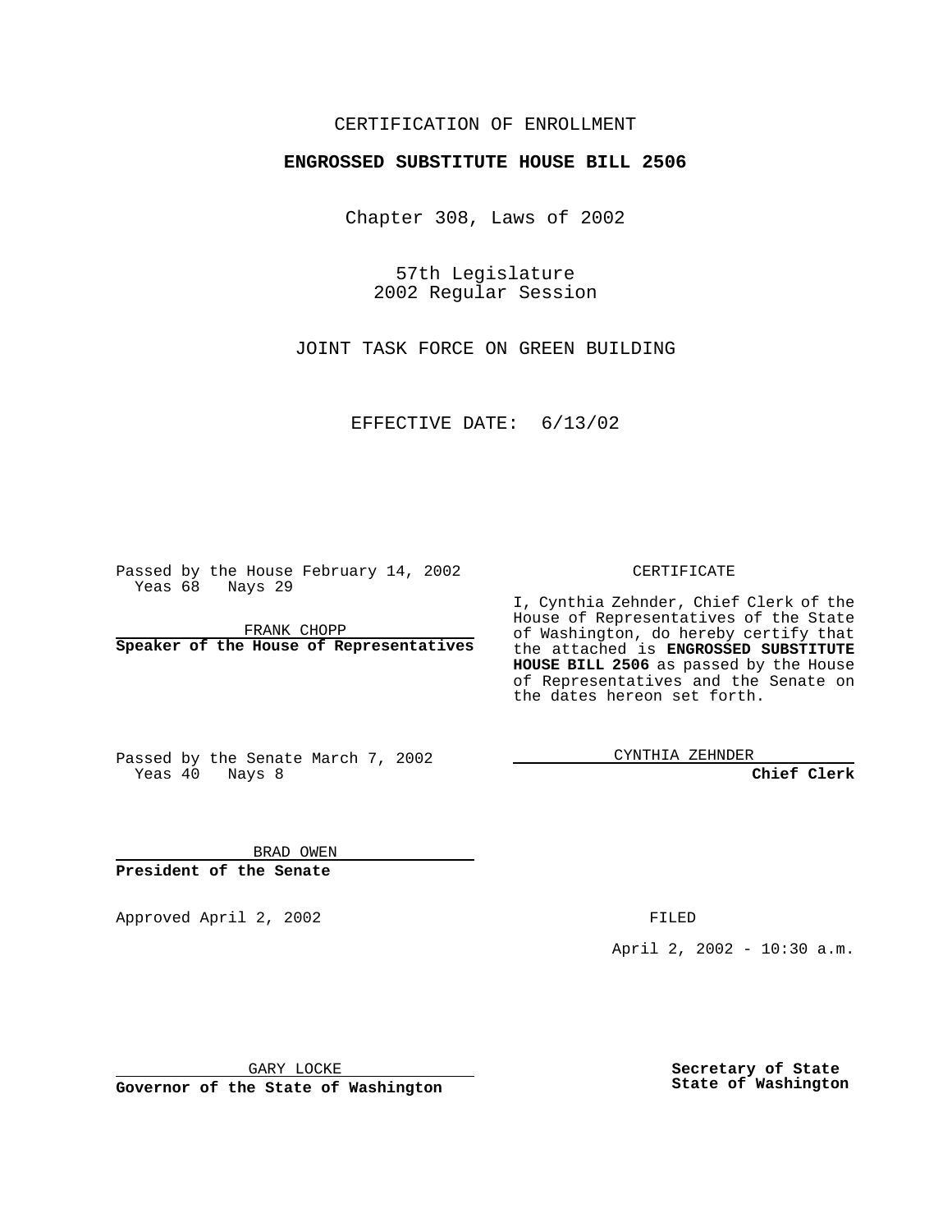CERTIFICATION OF ENROLLMENT

**ENGROSSED SUBSTITUTE HOUSE BILL 2506**

Chapter 308, Laws of 2002

57th Legislature
2002 Regular Session

JOINT TASK FORCE ON GREEN BUILDING

EFFECTIVE DATE: 6/13/02

Passed by the House February 14, 2002
Yeas 68 Nays 29

FRANK CHOPP
**Speaker of the House of Representatives**

Passed by the Senate March 7, 2002
Yeas 40 Nays 8

BRAD OWEN
**President of the Senate**

Approved April 2, 2002

GARY LOCKE
**Governor of the State of Washington**

CERTIFICATE

I, Cynthia Zehnder, Chief Clerk of the House of Representatives of the State of Washington, do hereby certify that the attached is **ENGROSSED SUBSTITUTE HOUSE BILL 2506** as passed by the House of Representatives and the Senate on the dates hereon set forth.

CYNTHIA ZEHNDER
**Chief Clerk**

FILED

April 2, 2002 - 10:30 a.m.

**Secretary of State**
**State of Washington**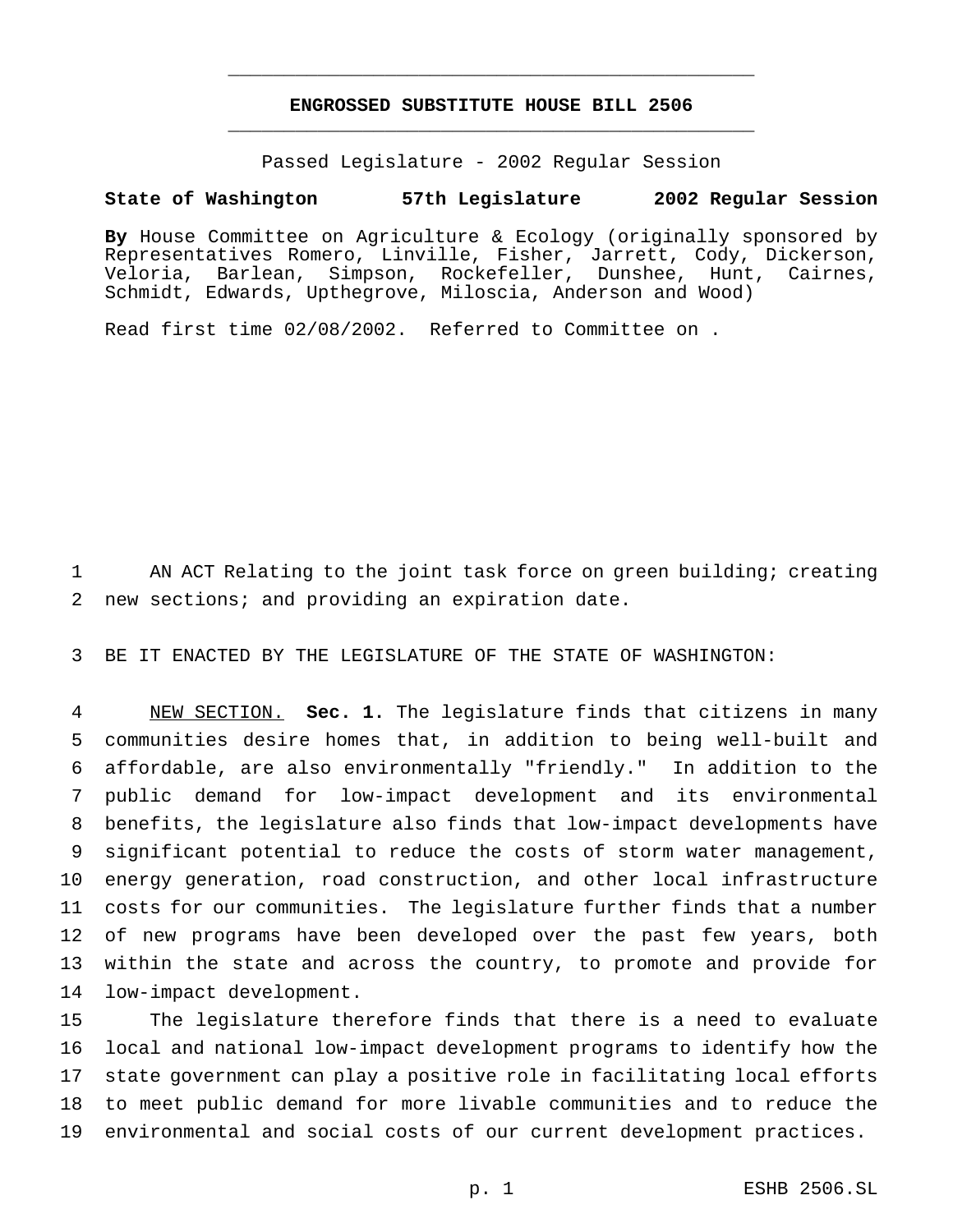# ENGROSSED SUBSTITUTE HOUSE BILL 2506

Passed Legislature - 2002 Regular Session

**State of Washington 57th Legislature 2002 Regular Session**

**By** House Committee on Agriculture & Ecology (originally sponsored by Representatives Romero, Linville, Fisher, Jarrett, Cody, Dickerson, Veloria, Barlean, Simpson, Rockefeller, Dunshee, Hunt, Cairnes, Schmidt, Edwards, Upthegrove, Miloscia, Anderson and Wood)

Read first time 02/08/2002. Referred to Committee on .

AN ACT Relating to the joint task force on green building; creating new sections; and providing an expiration date.

BE IT ENACTED BY THE LEGISLATURE OF THE STATE OF WASHINGTON:

NEW SECTION. **Sec. 1.** The legislature finds that citizens in many communities desire homes that, in addition to being well-built and affordable, are also environmentally "friendly." In addition to the public demand for low-impact development and its environmental benefits, the legislature also finds that low-impact developments have significant potential to reduce the costs of storm water management, energy generation, road construction, and other local infrastructure costs for our communities. The legislature further finds that a number of new programs have been developed over the past few years, both within the state and across the country, to promote and provide for low-impact development.

The legislature therefore finds that there is a need to evaluate local and national low-impact development programs to identify how the state government can play a positive role in facilitating local efforts to meet public demand for more livable communities and to reduce the environmental and social costs of our current development practices.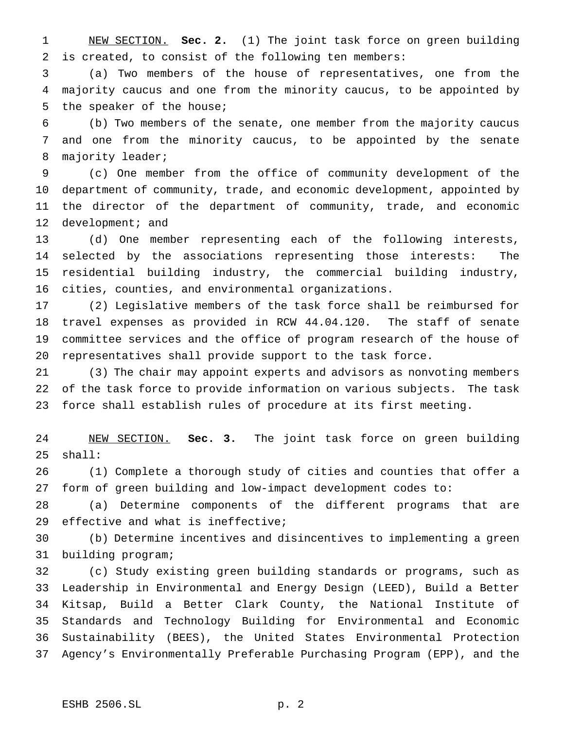NEW SECTION. **Sec. 2.** (1) The joint task force on green building is created, to consist of the following ten members:

(a) Two members of the house of representatives, one from the majority caucus and one from the minority caucus, to be appointed by the speaker of the house;

(b) Two members of the senate, one member from the majority caucus and one from the minority caucus, to be appointed by the senate majority leader;

(c) One member from the office of community development of the department of community, trade, and economic development, appointed by the director of the department of community, trade, and economic development; and

(d) One member representing each of the following interests, selected by the associations representing those interests: The residential building industry, the commercial building industry, cities, counties, and environmental organizations.

(2) Legislative members of the task force shall be reimbursed for travel expenses as provided in RCW 44.04.120. The staff of senate committee services and the office of program research of the house of representatives shall provide support to the task force.

(3) The chair may appoint experts and advisors as nonvoting members of the task force to provide information on various subjects. The task force shall establish rules of procedure at its first meeting.

NEW SECTION. **Sec. 3.** The joint task force on green building shall:

(1) Complete a thorough study of cities and counties that offer a form of green building and low-impact development codes to:

(a) Determine components of the different programs that are effective and what is ineffective;

(b) Determine incentives and disincentives to implementing a green building program;

(c) Study existing green building standards or programs, such as Leadership in Environmental and Energy Design (LEED), Build a Better Kitsap, Build a Better Clark County, the National Institute of Standards and Technology Building for Environmental and Economic Sustainability (BEES), the United States Environmental Protection Agency's Environmentally Preferable Purchasing Program (EPP), and the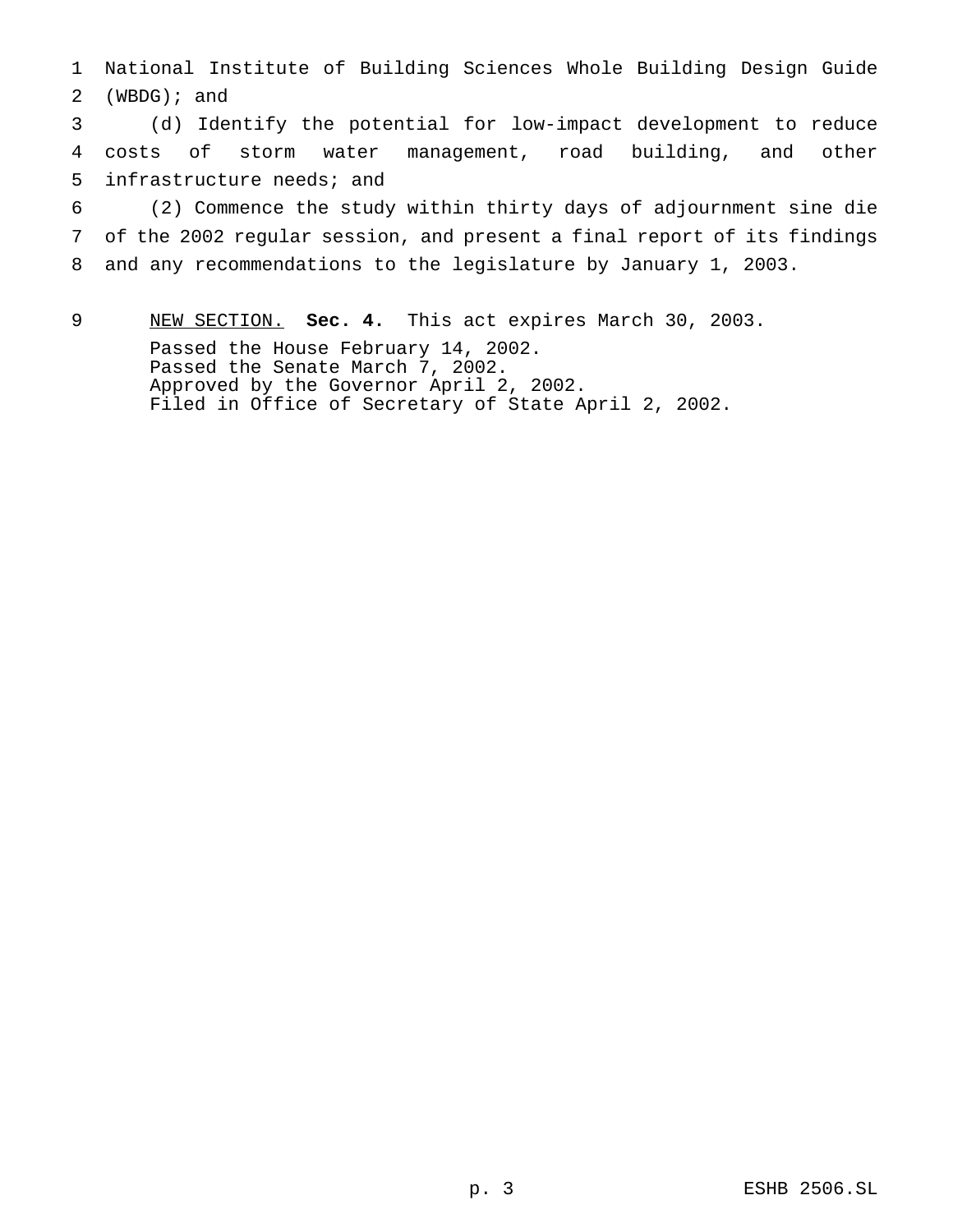National Institute of Building Sciences Whole Building Design Guide (WBDG); and

(d) Identify the potential for low-impact development to reduce costs of storm water management, road building, and other infrastructure needs; and

(2) Commence the study within thirty days of adjournment sine die of the 2002 regular session, and present a final report of its findings and any recommendations to the legislature by January 1, 2003.

NEW SECTION. **Sec. 4.** This act expires March 30, 2003.

Passed the House February 14, 2002.
Passed the Senate March 7, 2002.
Approved by the Governor April 2, 2002.
Filed in Office of Secretary of State April 2, 2002.